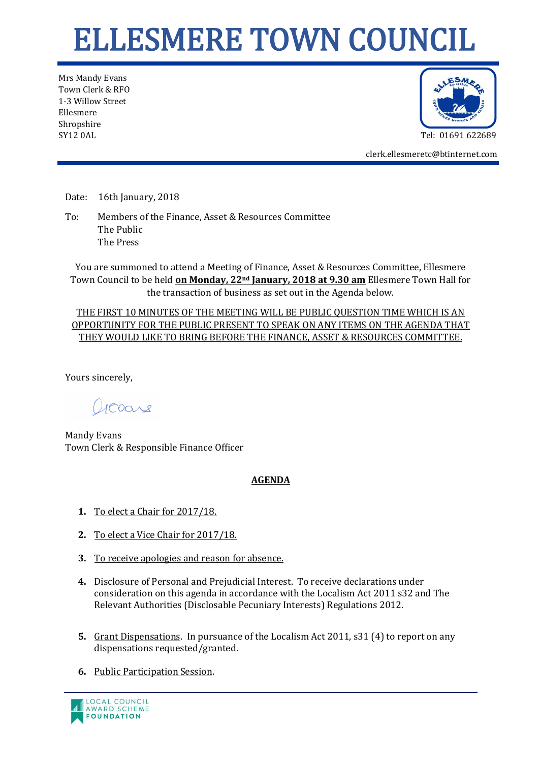# ELLESMERE TOWN COUNCIL

Mrs Mandy Evans
Town Clerk & RFO
1-3 Willow Street
Ellesmere
Shropshire
SY12 0AL

Tel: 01691 622689

clerk.ellesmeretc@btinternet.com

Date: 16th January, 2018

To: Members of the Finance, Asset & Resources Committee
The Public
The Press

You are summoned to attend a Meeting of Finance, Asset & Resources Committee, Ellesmere Town Council to be held **on Monday, 22nd January, 2018 at 9.30 am** Ellesmere Town Hall for the transaction of business as set out in the Agenda below.

THE FIRST 10 MINUTES OF THE MEETING WILL BE PUBLIC QUESTION TIME WHICH IS AN OPPORTUNITY FOR THE PUBLIC PRESENT TO SPEAK ON ANY ITEMS ON THE AGENDA THAT THEY WOULD LIKE TO BRING BEFORE THE FINANCE, ASSET & RESOURCES COMMITTEE.

Yours sincerely,

Mandy Evans
Town Clerk & Responsible Finance Officer

**AGENDA**

1. To elect a Chair for 2017/18.
2. To elect a Vice Chair for 2017/18.
3. To receive apologies and reason for absence.
4. Disclosure of Personal and Prejudicial Interest. To receive declarations under consideration on this agenda in accordance with the Localism Act 2011 s32 and The Relevant Authorities (Disclosable Pecuniary Interests) Regulations 2012.
5. Grant Dispensations. In pursuance of the Localism Act 2011, s31 (4) to report on any dispensations requested/granted.
6. Public Participation Session.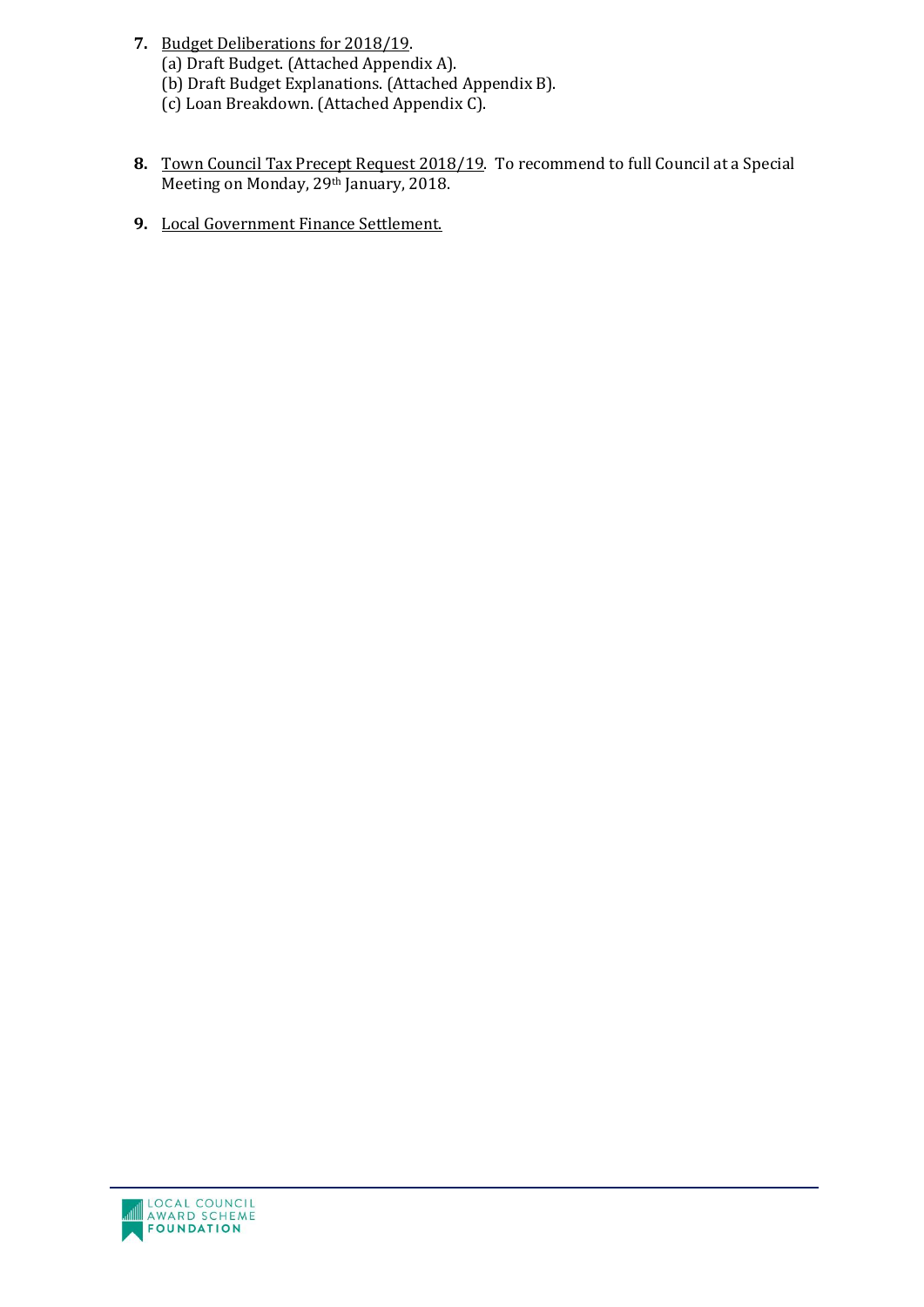7. <u>Budget Deliberations for 2018/19</u>.
   (a) Draft Budget. (Attached Appendix A).
   (b) Draft Budget Explanations. (Attached Appendix B).
   (c) Loan Breakdown. (Attached Appendix C).

8. <u>Town Council Tax Precept Request 2018/19</u>. To recommend to full Council at a Special Meeting on Monday, 29th January, 2018.

9. <u>Local Government Finance Settlement.</u>